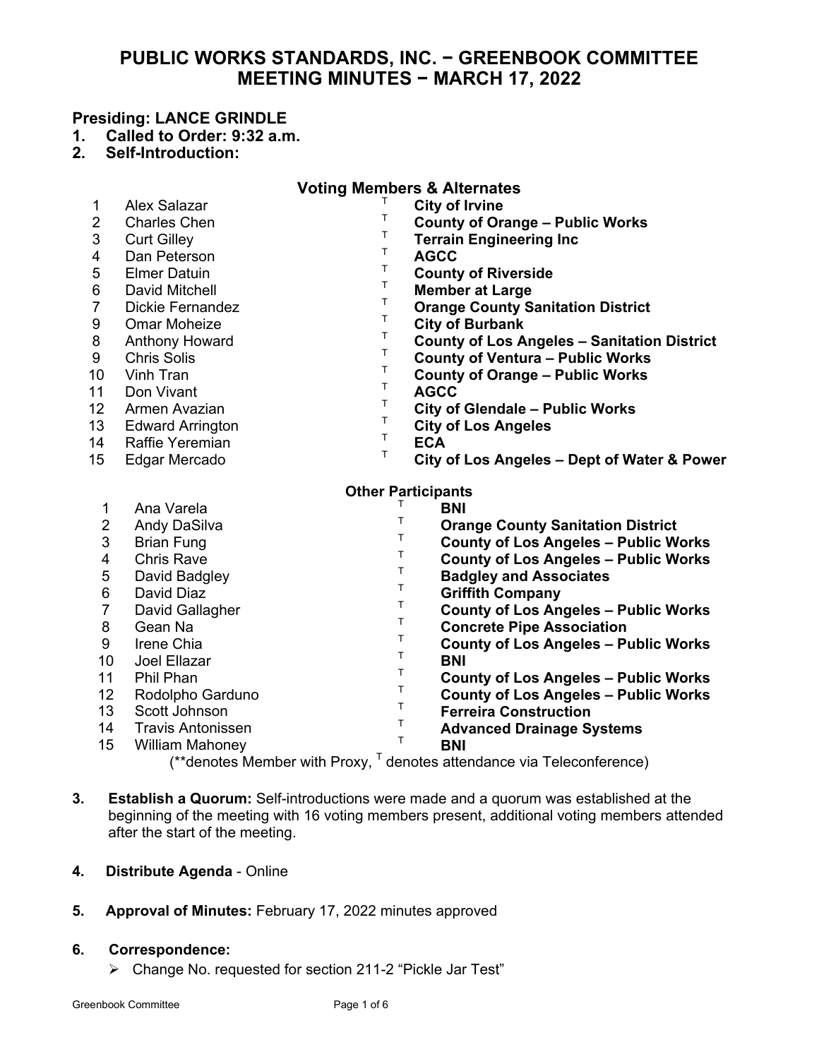# PUBLIC WORKS STANDARDS, INC. − GREENBOOK COMMITTEE MEETING MINUTES − MARCH 17, 2022

**Presiding: LANCE GRINDLE**

1. **Called to Order: 9:32 a.m.**
2. **Self-Introduction:**

### Voting Members & Alternates

| # | Name | | Organization |
|---|---|---|---|
| 1 | Alex Salazar | T | **City of Irvine** |
| 2 | Charles Chen | T | **County of Orange – Public Works** |
| 3 | Curt Gilley | T | **Terrain Engineering Inc** |
| 4 | Dan Peterson | T | **AGCC** |
| 5 | Elmer Datuin | T | **County of Riverside** |
| 6 | David Mitchell | T | **Member at Large** |
| 7 | Dickie Fernandez | T | **Orange County Sanitation District** |
| 9 | Omar Moheize | T | **City of Burbank** |
| 8 | Anthony Howard | T | **County of Los Angeles – Sanitation District** |
| 9 | Chris Solis | T | **County of Ventura – Public Works** |
| 10 | Vinh Tran | T | **County of Orange – Public Works** |
| 11 | Don Vivant | T | **AGCC** |
| 12 | Armen Avazian | T | **City of Glendale – Public Works** |
| 13 | Edward Arrington | T | **City of Los Angeles** |
| 14 | Raffie Yeremian | T | **ECA** |
| 15 | Edgar Mercado | T | **City of Los Angeles – Dept of Water & Power** |

### Other Participants

| # | Name | | Organization |
|---|---|---|---|
| 1 | Ana Varela | T | **BNI** |
| 2 | Andy DaSilva | T | **Orange County Sanitation District** |
| 3 | Brian Fung | T | **County of Los Angeles – Public Works** |
| 4 | Chris Rave | T | **County of Los Angeles – Public Works** |
| 5 | David Badgley | T | **Badgley and Associates** |
| 6 | David Diaz | T | **Griffith Company** |
| 7 | David Gallagher | T | **County of Los Angeles – Public Works** |
| 8 | Gean Na | T | **Concrete Pipe Association** |
| 9 | Irene Chia | T | **County of Los Angeles – Public Works** |
| 10 | Joel Ellazar | T | **BNI** |
| 11 | Phil Phan | T | **County of Los Angeles – Public Works** |
| 12 | Rodolpho Garduno | T | **County of Los Angeles – Public Works** |
| 13 | Scott Johnson | T | **Ferreira Construction** |
| 14 | Travis Antonissen | T | **Advanced Drainage Systems** |
| 15 | William Mahoney | T | **BNI** |

(**denotes Member with Proxy, T denotes attendance via Teleconference)

3. **Establish a Quorum:** Self-introductions were made and a quorum was established at the beginning of the meeting with 16 voting members present, additional voting members attended after the start of the meeting.

4. **Distribute Agenda** - Online

5. **Approval of Minutes:** February 17, 2022 minutes approved

6. **Correspondence:**
   - Change No. requested for section 211-2 "Pickle Jar Test"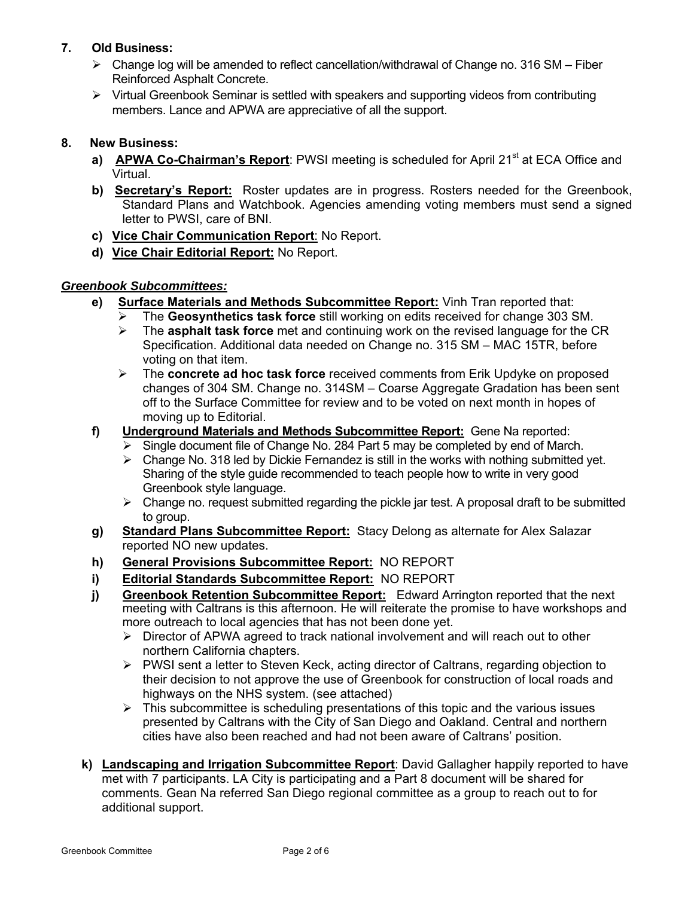## 7. Old Business:

- Change log will be amended to reflect cancellation/withdrawal of Change no. 316 SM – Fiber Reinforced Asphalt Concrete.
- Virtual Greenbook Seminar is settled with speakers and supporting videos from contributing members. Lance and APWA are appreciative of all the support.

## 8. New Business:

a) **APWA Co-Chairman's Report**: PWSI meeting is scheduled for April 21st at ECA Office and Virtual.

b) **Secretary's Report:** Roster updates are in progress. Rosters needed for the Greenbook, Standard Plans and Watchbook. Agencies amending voting members must send a signed letter to PWSI, care of BNI.

c) **Vice Chair Communication Report**: No Report.

d) **Vice Chair Editorial Report:** No Report.

### *Greenbook Subcommittees:*

e) **Surface Materials and Methods Subcommittee Report:** Vinh Tran reported that:
- The **Geosynthetics task force** still working on edits received for change 303 SM.
- The **asphalt task force** met and continuing work on the revised language for the CR Specification. Additional data needed on Change no. 315 SM – MAC 15TR, before voting on that item.
- The **concrete ad hoc task force** received comments from Erik Updyke on proposed changes of 304 SM. Change no. 314SM – Coarse Aggregate Gradation has been sent off to the Surface Committee for review and to be voted on next month in hopes of moving up to Editorial.

f) **Underground Materials and Methods Subcommittee Report:** Gene Na reported:
- Single document file of Change No. 284 Part 5 may be completed by end of March.
- Change No. 318 led by Dickie Fernandez is still in the works with nothing submitted yet. Sharing of the style guide recommended to teach people how to write in very good Greenbook style language.
- Change no. request submitted regarding the pickle jar test. A proposal draft to be submitted to group.

g) **Standard Plans Subcommittee Report:** Stacy Delong as alternate for Alex Salazar reported NO new updates.

h) **General Provisions Subcommittee Report:** NO REPORT

i) **Editorial Standards Subcommittee Report:** NO REPORT

j) **Greenbook Retention Subcommittee Report:** Edward Arrington reported that the next meeting with Caltrans is this afternoon. He will reiterate the promise to have workshops and more outreach to local agencies that has not been done yet.
- Director of APWA agreed to track national involvement and will reach out to other northern California chapters.
- PWSI sent a letter to Steven Keck, acting director of Caltrans, regarding objection to their decision to not approve the use of Greenbook for construction of local roads and highways on the NHS system. (see attached)
- This subcommittee is scheduling presentations of this topic and the various issues presented by Caltrans with the City of San Diego and Oakland. Central and northern cities have also been reached and had not been aware of Caltrans' position.

k) **Landscaping and Irrigation Subcommittee Report**: David Gallagher happily reported to have met with 7 participants. LA City is participating and a Part 8 document will be shared for comments. Gean Na referred San Diego regional committee as a group to reach out to for additional support.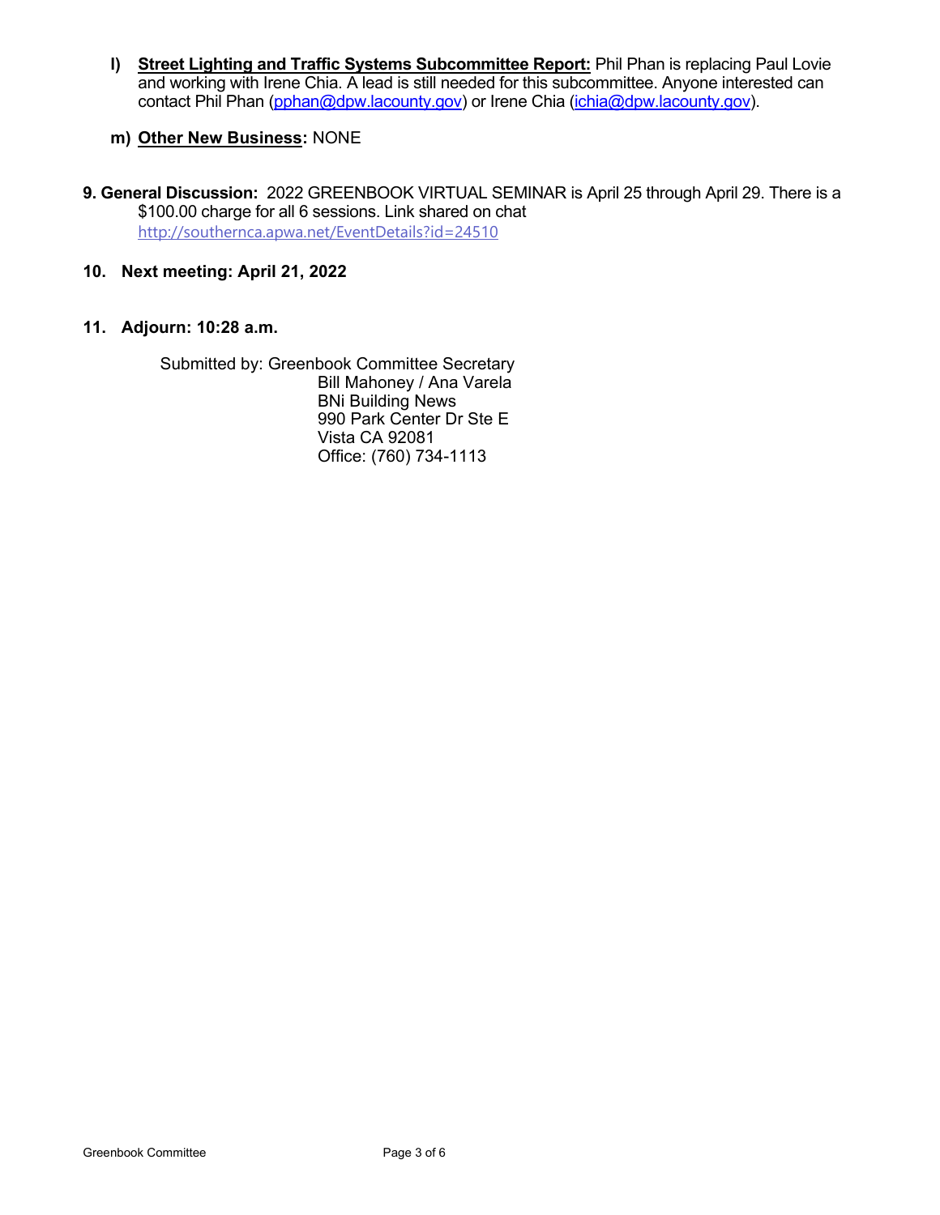l) **<u>Street Lighting and Traffic Systems Subcommittee Report:</u>** Phil Phan is replacing Paul Lovie and working with Irene Chia. A lead is still needed for this subcommittee. Anyone interested can contact Phil Phan (pphan@dpw.lacounty.gov) or Irene Chia (ichia@dpw.lacounty.gov).

m) **<u>Other New Business</u>:** NONE

**9. General Discussion:** 2022 GREENBOOK VIRTUAL SEMINAR is April 25 through April 29. There is a $100.00 charge for all 6 sessions. Link shared on chat http://southernca.apwa.net/EventDetails?id=24510

**10. Next meeting: April 21, 2022**

**11. Adjourn: 10:28 a.m.**

Submitted by: Greenbook Committee Secretary
Bill Mahoney / Ana Varela
BNi Building News
990 Park Center Dr Ste E
Vista CA 92081
Office: (760) 734-1113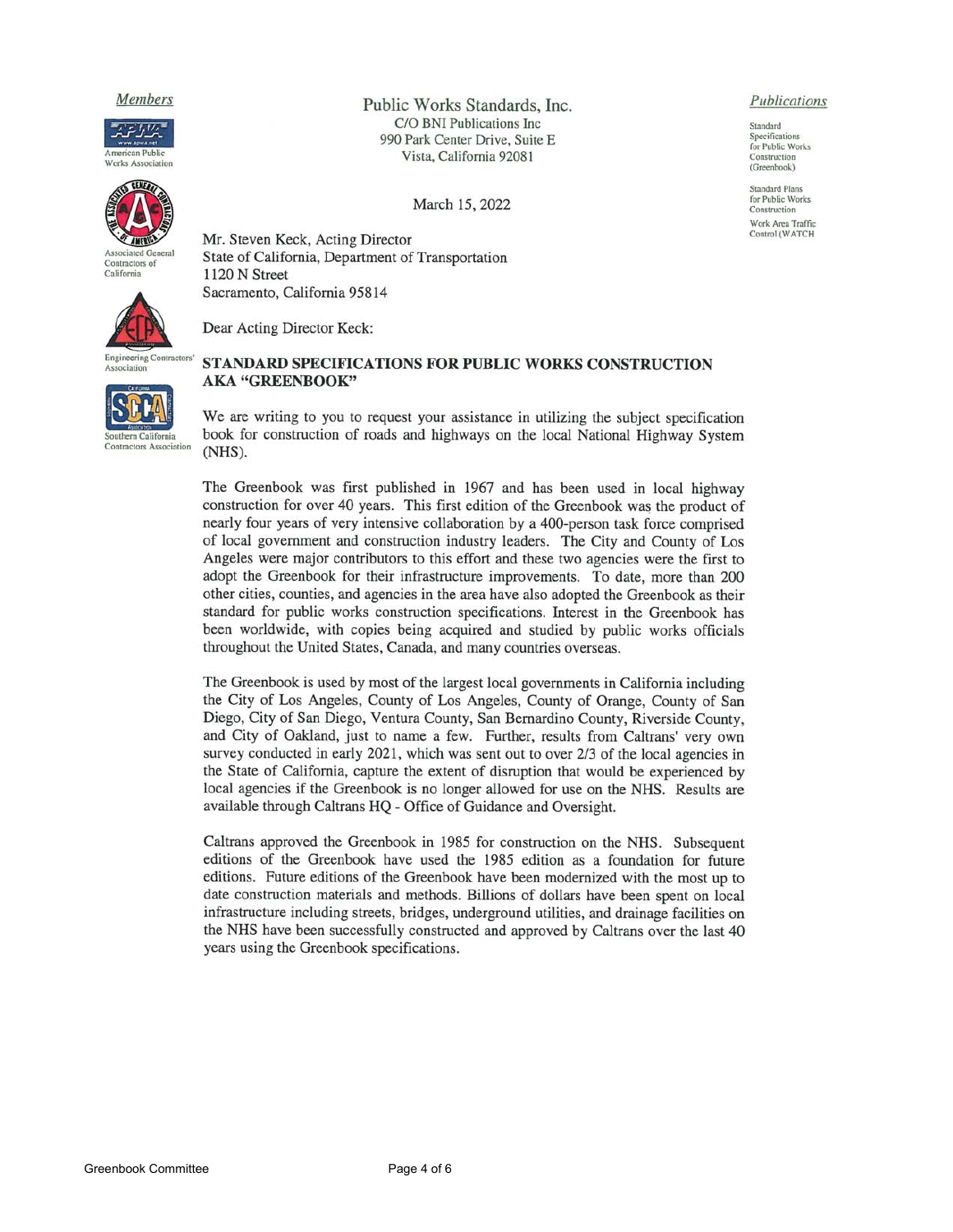*Members*

American Public Works Association

Associated General Contractors of California

Engineering Contractors' Association

Southern California Contractors Association

Public Works Standards, Inc.
C/O BNI Publications Inc
990 Park Center Drive, Suite E
Vista, California 92081

*Publications*

Standard Specifications for Public Works Construction (Greenbook)

Standard Plans for Public Works Construction

Work Area Traffic Control (WATCH)

March 15, 2022

Mr. Steven Keck, Acting Director
State of California, Department of Transportation
1120 N Street
Sacramento, California 95814

Dear Acting Director Keck:

**STANDARD SPECIFICATIONS FOR PUBLIC WORKS CONSTRUCTION AKA "GREENBOOK"**

We are writing to you to request your assistance in utilizing the subject specification book for construction of roads and highways on the local National Highway System (NHS).

The Greenbook was first published in 1967 and has been used in local highway construction for over 40 years. This first edition of the Greenbook was the product of nearly four years of very intensive collaboration by a 400-person task force comprised of local government and construction industry leaders. The City and County of Los Angeles were major contributors to this effort and these two agencies were the first to adopt the Greenbook for their infrastructure improvements. To date, more than 200 other cities, counties, and agencies in the area have also adopted the Greenbook as their standard for public works construction specifications. Interest in the Greenbook has been worldwide, with copies being acquired and studied by public works officials throughout the United States, Canada, and many countries overseas.

The Greenbook is used by most of the largest local governments in California including the City of Los Angeles, County of Los Angeles, County of Orange, County of San Diego, City of San Diego, Ventura County, San Bernardino County, Riverside County, and City of Oakland, just to name a few. Further, results from Caltrans' very own survey conducted in early 2021, which was sent out to over 2/3 of the local agencies in the State of California, capture the extent of disruption that would be experienced by local agencies if the Greenbook is no longer allowed for use on the NHS. Results are available through Caltrans HQ - Office of Guidance and Oversight.

Caltrans approved the Greenbook in 1985 for construction on the NHS. Subsequent editions of the Greenbook have used the 1985 edition as a foundation for future editions. Future editions of the Greenbook have been modernized with the most up to date construction materials and methods. Billions of dollars have been spent on local infrastructure including streets, bridges, underground utilities, and drainage facilities on the NHS have been successfully constructed and approved by Caltrans over the last 40 years using the Greenbook specifications.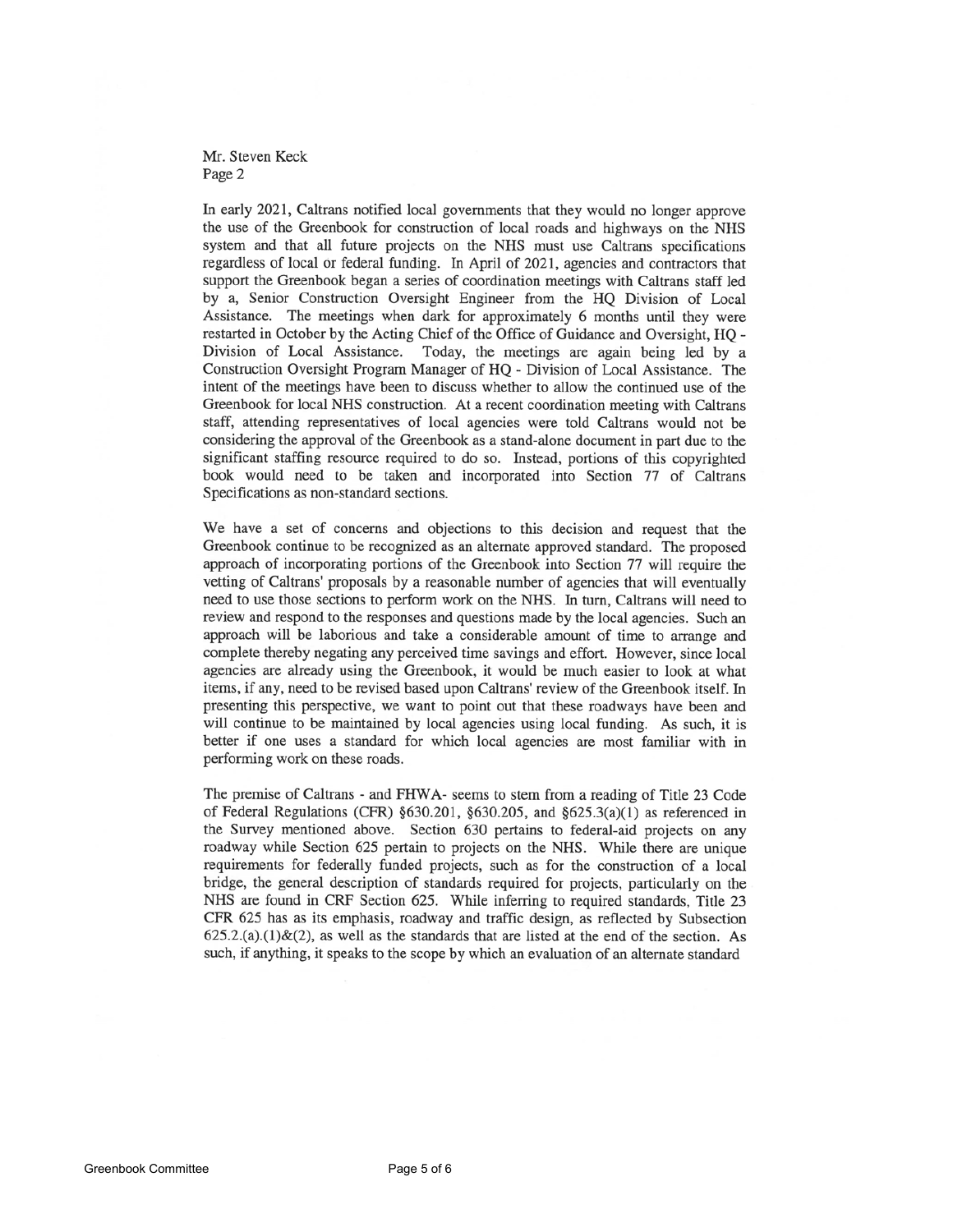Mr. Steven Keck
Page 2

In early 2021, Caltrans notified local governments that they would no longer approve the use of the Greenbook for construction of local roads and highways on the NHS system and that all future projects on the NHS must use Caltrans specifications regardless of local or federal funding. In April of 2021, agencies and contractors that support the Greenbook began a series of coordination meetings with Caltrans staff led by a, Senior Construction Oversight Engineer from the HQ Division of Local Assistance. The meetings when dark for approximately 6 months until they were restarted in October by the Acting Chief of the Office of Guidance and Oversight, HQ - Division of Local Assistance. Today, the meetings are again being led by a Construction Oversight Program Manager of HQ - Division of Local Assistance. The intent of the meetings have been to discuss whether to allow the continued use of the Greenbook for local NHS construction. At a recent coordination meeting with Caltrans staff, attending representatives of local agencies were told Caltrans would not be considering the approval of the Greenbook as a stand-alone document in part due to the significant staffing resource required to do so. Instead, portions of this copyrighted book would need to be taken and incorporated into Section 77 of Caltrans Specifications as non-standard sections.

We have a set of concerns and objections to this decision and request that the Greenbook continue to be recognized as an alternate approved standard. The proposed approach of incorporating portions of the Greenbook into Section 77 will require the vetting of Caltrans' proposals by a reasonable number of agencies that will eventually need to use those sections to perform work on the NHS. In turn, Caltrans will need to review and respond to the responses and questions made by the local agencies. Such an approach will be laborious and take a considerable amount of time to arrange and complete thereby negating any perceived time savings and effort. However, since local agencies are already using the Greenbook, it would be much easier to look at what items, if any, need to be revised based upon Caltrans' review of the Greenbook itself. In presenting this perspective, we want to point out that these roadways have been and will continue to be maintained by local agencies using local funding. As such, it is better if one uses a standard for which local agencies are most familiar with in performing work on these roads.

The premise of Caltrans - and FHWA- seems to stem from a reading of Title 23 Code of Federal Regulations (CFR) §630.201, §630.205, and §625.3(a)(1) as referenced in the Survey mentioned above. Section 630 pertains to federal-aid projects on any roadway while Section 625 pertain to projects on the NHS. While there are unique requirements for federally funded projects, such as for the construction of a local bridge, the general description of standards required for projects, particularly on the NHS are found in CRF Section 625. While inferring to required standards, Title 23 CFR 625 has as its emphasis, roadway and traffic design, as reflected by Subsection 625.2.(a).(1)&(2), as well as the standards that are listed at the end of the section. As such, if anything, it speaks to the scope by which an evaluation of an alternate standard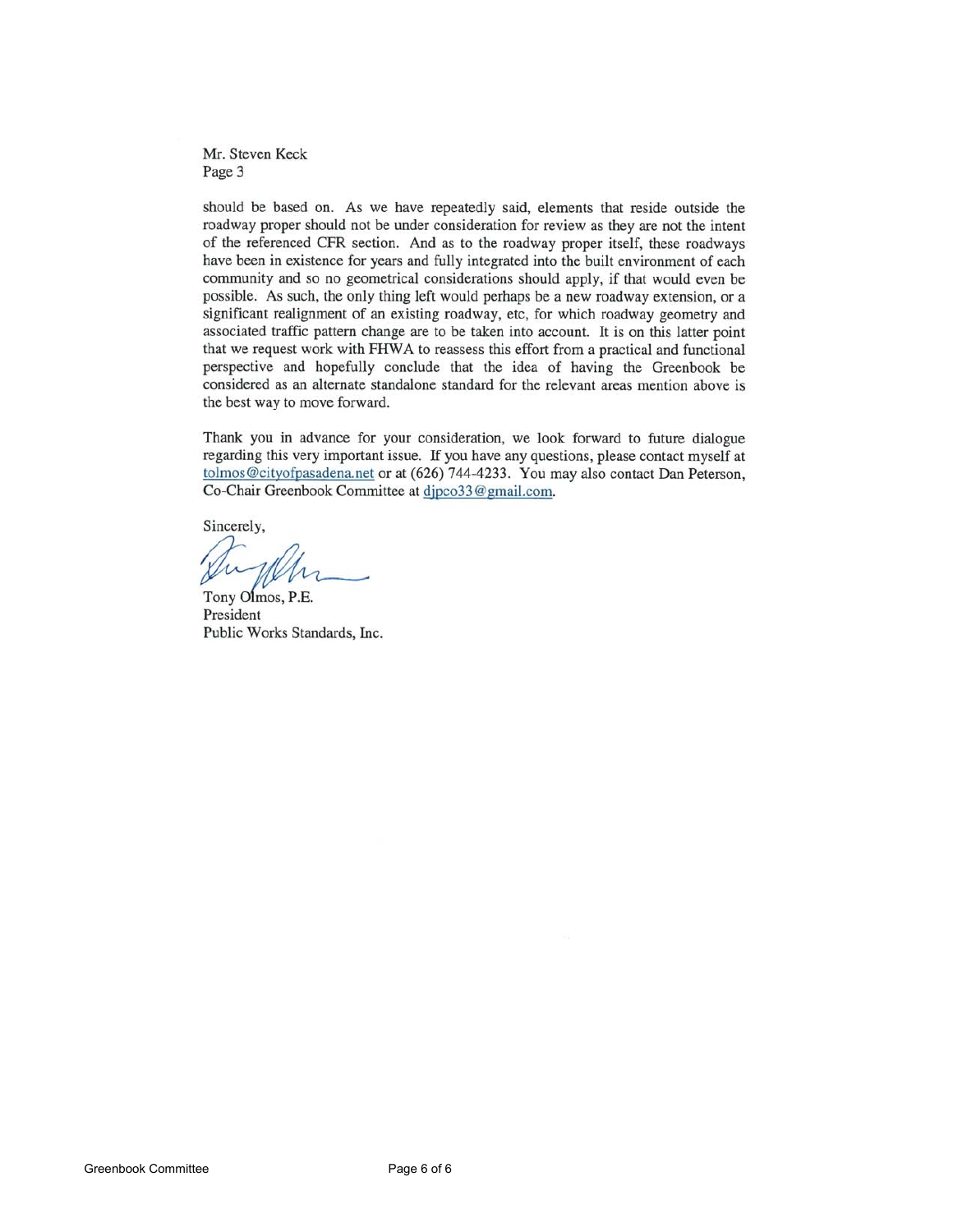Mr. Steven Keck
Page 3

should be based on. As we have repeatedly said, elements that reside outside the roadway proper should not be under consideration for review as they are not the intent of the referenced CFR section. And as to the roadway proper itself, these roadways have been in existence for years and fully integrated into the built environment of each community and so no geometrical considerations should apply, if that would even be possible. As such, the only thing left would perhaps be a new roadway extension, or a significant realignment of an existing roadway, etc, for which roadway geometry and associated traffic pattern change are to be taken into account. It is on this latter point that we request work with FHWA to reassess this effort from a practical and functional perspective and hopefully conclude that the idea of having the Greenbook be considered as an alternate standalone standard for the relevant areas mention above is the best way to move forward.

Thank you in advance for your consideration, we look forward to future dialogue regarding this very important issue. If you have any questions, please contact myself at tolmos@cityofpasadena.net or at (626) 744-4233. You may also contact Dan Peterson, Co-Chair Greenbook Committee at djpco33@gmail.com.

Sincerely,

Tony Olmos, P.E.
President
Public Works Standards, Inc.